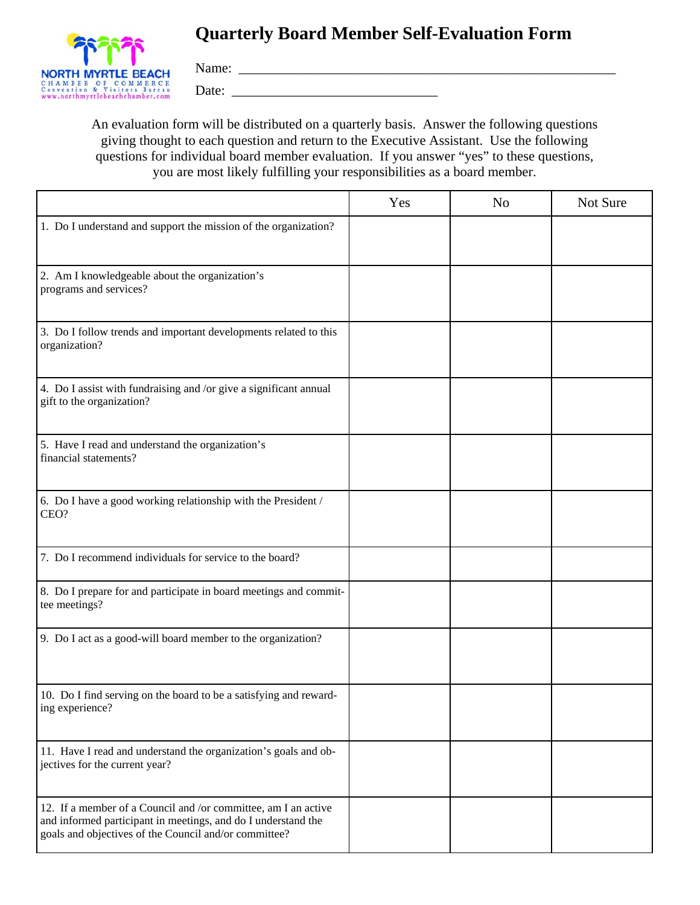NORTH MYRTLE BEACH
CHAMBER OF COMMERCE
Convention & Visitors Bureau
www.northmyrtlebeachchamber.com

# Quarterly Board Member Self-Evaluation Form

Name: ___________________________________________________________

Date: ______________________________

An evaluation form will be distributed on a quarterly basis. Answer the following questions giving thought to each question and return to the Executive Assistant. Use the following questions for individual board member evaluation. If you answer "yes" to these questions, you are most likely fulfilling your responsibilities as a board member.

| | Yes | No | Not Sure |
|---|---|---|---|
| 1. Do I understand and support the mission of the organization? | | | |
| 2. Am I knowledgeable about the organization's programs and services? | | | |
| 3. Do I follow trends and important developments related to this organization? | | | |
| 4. Do I assist with fundraising and /or give a significant annual gift to the organization? | | | |
| 5. Have I read and understand the organization's financial statements? | | | |
| 6. Do I have a good working relationship with the President / CEO? | | | |
| 7. Do I recommend individuals for service to the board? | | | |
| 8. Do I prepare for and participate in board meetings and committee meetings? | | | |
| 9. Do I act as a good-will board member to the organization? | | | |
| 10. Do I find serving on the board to be a satisfying and rewarding experience? | | | |
| 11. Have I read and understand the organization's goals and objectives for the current year? | | | |
| 12. If a member of a Council and /or committee, am I an active and informed participant in meetings, and do I understand the goals and objectives of the Council and/or committee? | | | |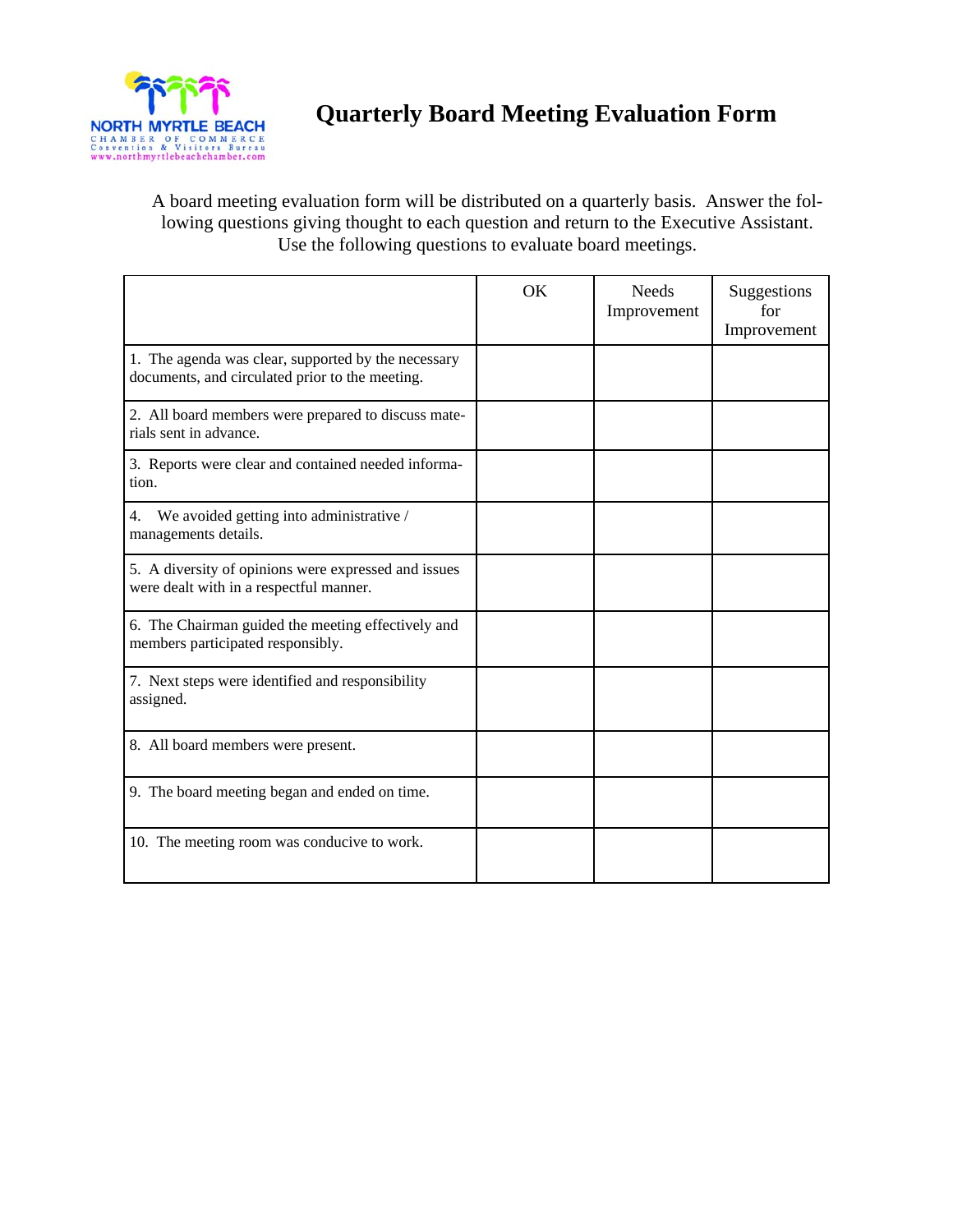NORTH MYRTLE BEACH
CHAMBER OF COMMERCE
Convention & Visitors Bureau
www.northmyrtlebeachchamber.com

# Quarterly Board Meeting Evaluation Form

A board meeting evaluation form will be distributed on a quarterly basis. Answer the following questions giving thought to each question and return to the Executive Assistant. Use the following questions to evaluate board meetings.

| | OK | Needs Improvement | Suggestions for Improvement |
|---|---|---|---|
| 1. The agenda was clear, supported by the necessary documents, and circulated prior to the meeting. | | | |
| 2. All board members were prepared to discuss materials sent in advance. | | | |
| 3. Reports were clear and contained needed information. | | | |
| 4. We avoided getting into administrative / managements details. | | | |
| 5. A diversity of opinions were expressed and issues were dealt with in a respectful manner. | | | |
| 6. The Chairman guided the meeting effectively and members participated responsibly. | | | |
| 7. Next steps were identified and responsibility assigned. | | | |
| 8. All board members were present. | | | |
| 9. The board meeting began and ended on time. | | | |
| 10. The meeting room was conducive to work. | | | |